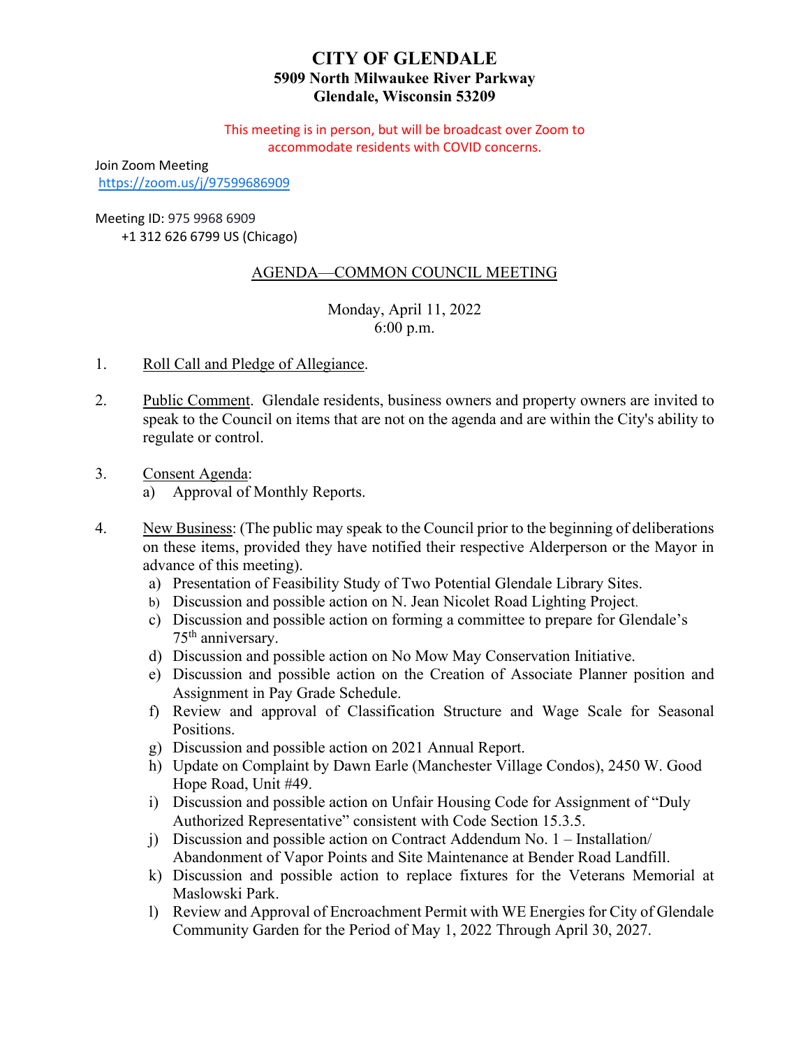# CITY OF GLENDALE

**5909 North Milwaukee River Parkway**
**Glendale, Wisconsin 53209**

This meeting is in person, but will be broadcast over Zoom to accommodate residents with COVID concerns.

Join Zoom Meeting
https://zoom.us/j/97599686909

Meeting ID: 975 9968 6909
+1 312 626 6799 US (Chicago)

## AGENDA—COMMON COUNCIL MEETING

Monday, April 11, 2022
6:00 p.m.

1. Roll Call and Pledge of Allegiance.

2. Public Comment. Glendale residents, business owners and property owners are invited to speak to the Council on items that are not on the agenda and are within the City's ability to regulate or control.

3. Consent Agenda:
   a) Approval of Monthly Reports.

4. New Business: (The public may speak to the Council prior to the beginning of deliberations on these items, provided they have notified their respective Alderperson or the Mayor in advance of this meeting).
   a) Presentation of Feasibility Study of Two Potential Glendale Library Sites.
   b) Discussion and possible action on N. Jean Nicolet Road Lighting Project.
   c) Discussion and possible action on forming a committee to prepare for Glendale's 75th anniversary.
   d) Discussion and possible action on No Mow May Conservation Initiative.
   e) Discussion and possible action on the Creation of Associate Planner position and Assignment in Pay Grade Schedule.
   f) Review and approval of Classification Structure and Wage Scale for Seasonal Positions.
   g) Discussion and possible action on 2021 Annual Report.
   h) Update on Complaint by Dawn Earle (Manchester Village Condos), 2450 W. Good Hope Road, Unit #49.
   i) Discussion and possible action on Unfair Housing Code for Assignment of "Duly Authorized Representative" consistent with Code Section 15.3.5.
   j) Discussion and possible action on Contract Addendum No. 1 – Installation/ Abandonment of Vapor Points and Site Maintenance at Bender Road Landfill.
   k) Discussion and possible action to replace fixtures for the Veterans Memorial at Maslowski Park.
   l) Review and Approval of Encroachment Permit with WE Energies for City of Glendale Community Garden for the Period of May 1, 2022 Through April 30, 2027.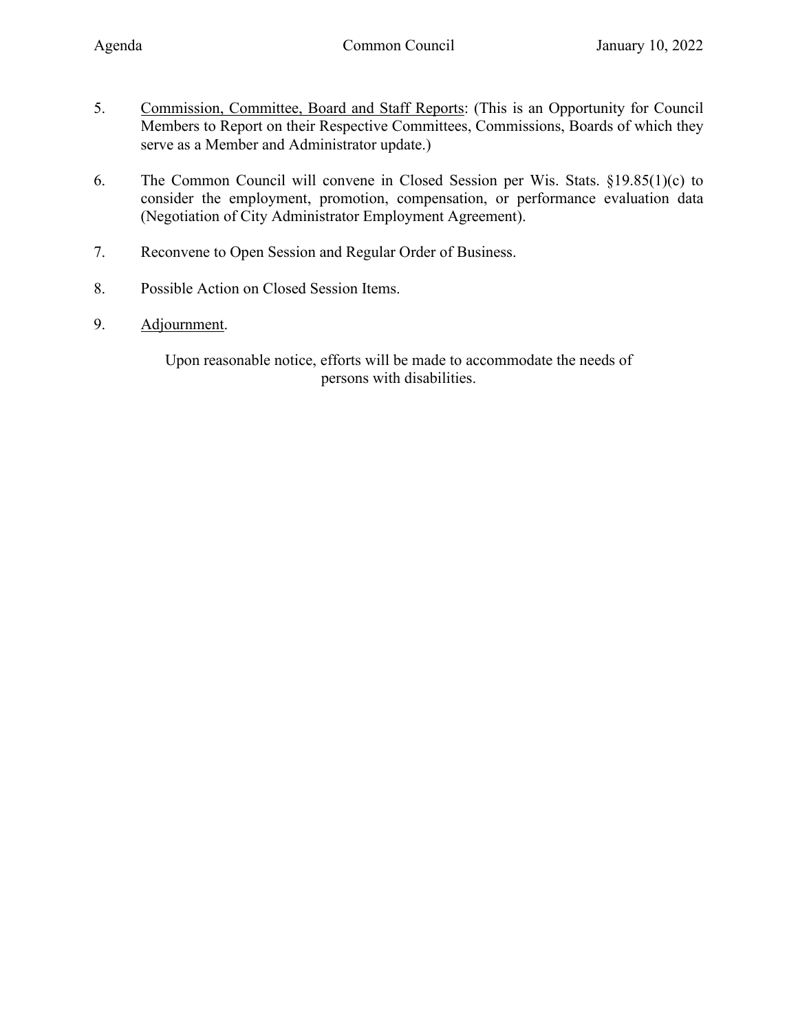5. <u>Commission, Committee, Board and Staff Reports</u>: (This is an Opportunity for Council Members to Report on their Respective Committees, Commissions, Boards of which they serve as a Member and Administrator update.)

6. The Common Council will convene in Closed Session per Wis. Stats. §19.85(1)(c) to consider the employment, promotion, compensation, or performance evaluation data (Negotiation of City Administrator Employment Agreement).

7. Reconvene to Open Session and Regular Order of Business.

8. Possible Action on Closed Session Items.

9. <u>Adjournment</u>.

Upon reasonable notice, efforts will be made to accommodate the needs of persons with disabilities.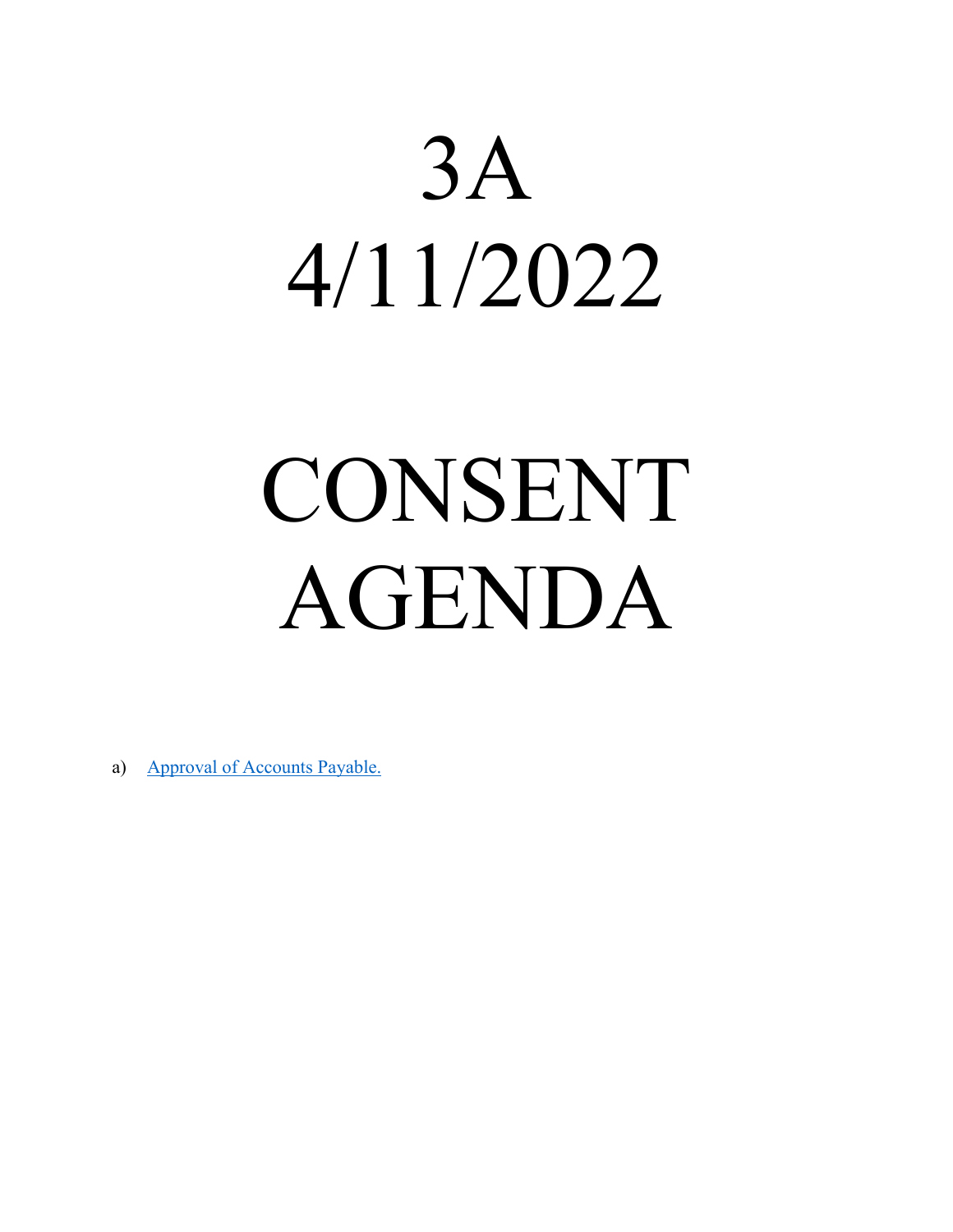# 3A
# 4/11/2022

# CONSENT AGENDA

a) [Approval of Accounts Payable.]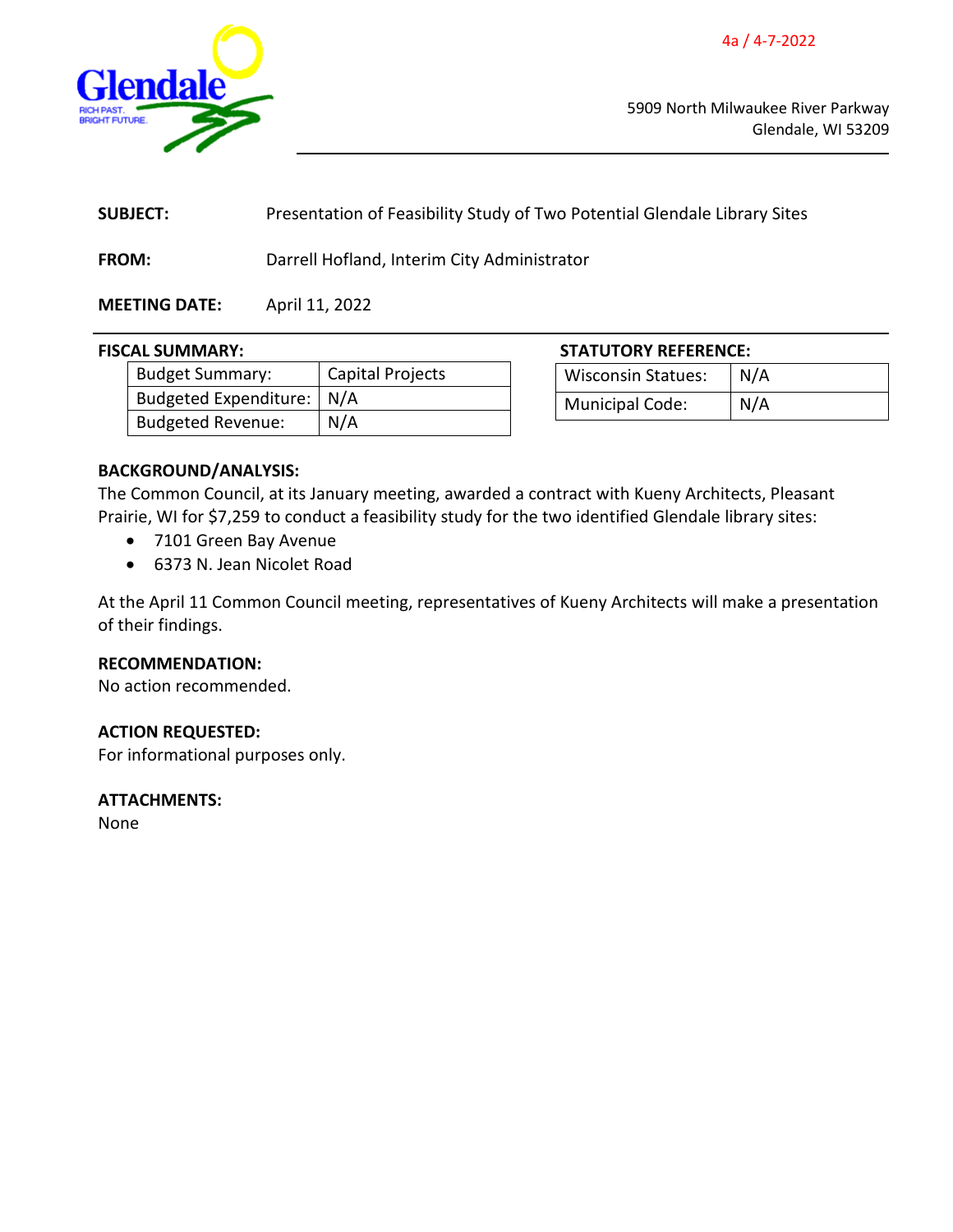Glendale
RICH PAST.
BRIGHT FUTURE.

4a / 4-7-2022

5909 North Milwaukee River Parkway
Glendale, WI 53209

**SUBJECT:** Presentation of Feasibility Study of Two Potential Glendale Library Sites

**FROM:** Darrell Hofland, Interim City Administrator

**MEETING DATE:** April 11, 2022

**FISCAL SUMMARY:**

| | |
|---|---|
| Budget Summary: | Capital Projects |
| Budgeted Expenditure: | N/A |
| Budgeted Revenue: | N/A |

**STATUTORY REFERENCE:**

| | |
|---|---|
| Wisconsin Statues: | N/A |
| Municipal Code: | N/A |

**BACKGROUND/ANALYSIS:**
The Common Council, at its January meeting, awarded a contract with Kueny Architects, Pleasant Prairie, WI for $7,259 to conduct a feasibility study for the two identified Glendale library sites:

- 7101 Green Bay Avenue
- 6373 N. Jean Nicolet Road

At the April 11 Common Council meeting, representatives of Kueny Architects will make a presentation of their findings.

**RECOMMENDATION:**
No action recommended.

**ACTION REQUESTED:**
For informational purposes only.

**ATTACHMENTS:**
None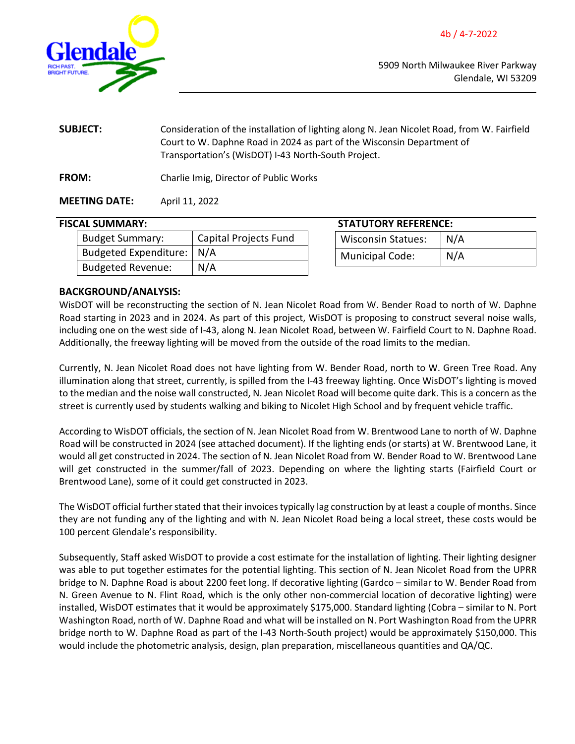4b / 4-7-2022

Glendale
RICH PAST. BRIGHT FUTURE.

5909 North Milwaukee River Parkway
Glendale, WI 53209

**SUBJECT:** Consideration of the installation of lighting along N. Jean Nicolet Road, from W. Fairfield Court to W. Daphne Road in 2024 as part of the Wisconsin Department of Transportation's (WisDOT) I-43 North-South Project.

**FROM:** Charlie Imig, Director of Public Works

**MEETING DATE:** April 11, 2022

**FISCAL SUMMARY:**

| | |
|---|---|
| Budget Summary: | Capital Projects Fund |
| Budgeted Expenditure: | N/A |
| Budgeted Revenue: | N/A |

**STATUTORY REFERENCE:**

| | |
|---|---|
| Wisconsin Statues: | N/A |
| Municipal Code: | N/A |

**BACKGROUND/ANALYSIS:**

WisDOT will be reconstructing the section of N. Jean Nicolet Road from W. Bender Road to north of W. Daphne Road starting in 2023 and in 2024. As part of this project, WisDOT is proposing to construct several noise walls, including one on the west side of I-43, along N. Jean Nicolet Road, between W. Fairfield Court to N. Daphne Road. Additionally, the freeway lighting will be moved from the outside of the road limits to the median.

Currently, N. Jean Nicolet Road does not have lighting from W. Bender Road, north to W. Green Tree Road. Any illumination along that street, currently, is spilled from the I-43 freeway lighting. Once WisDOT's lighting is moved to the median and the noise wall constructed, N. Jean Nicolet Road will become quite dark. This is a concern as the street is currently used by students walking and biking to Nicolet High School and by frequent vehicle traffic.

According to WisDOT officials, the section of N. Jean Nicolet Road from W. Brentwood Lane to north of W. Daphne Road will be constructed in 2024 (see attached document). If the lighting ends (or starts) at W. Brentwood Lane, it would all get constructed in 2024. The section of N. Jean Nicolet Road from W. Bender Road to W. Brentwood Lane will get constructed in the summer/fall of 2023. Depending on where the lighting starts (Fairfield Court or Brentwood Lane), some of it could get constructed in 2023.

The WisDOT official further stated that their invoices typically lag construction by at least a couple of months. Since they are not funding any of the lighting and with N. Jean Nicolet Road being a local street, these costs would be 100 percent Glendale's responsibility.

Subsequently, Staff asked WisDOT to provide a cost estimate for the installation of lighting. Their lighting designer was able to put together estimates for the potential lighting. This section of N. Jean Nicolet Road from the UPRR bridge to N. Daphne Road is about 2200 feet long. If decorative lighting (Gardco – similar to W. Bender Road from N. Green Avenue to N. Flint Road, which is the only other non-commercial location of decorative lighting) were installed, WisDOT estimates that it would be approximately $175,000. Standard lighting (Cobra – similar to N. Port Washington Road, north of W. Daphne Road and what will be installed on N. Port Washington Road from the UPRR bridge north to W. Daphne Road as part of the I-43 North-South project) would be approximately $150,000. This would include the photometric analysis, design, plan preparation, miscellaneous quantities and QA/QC.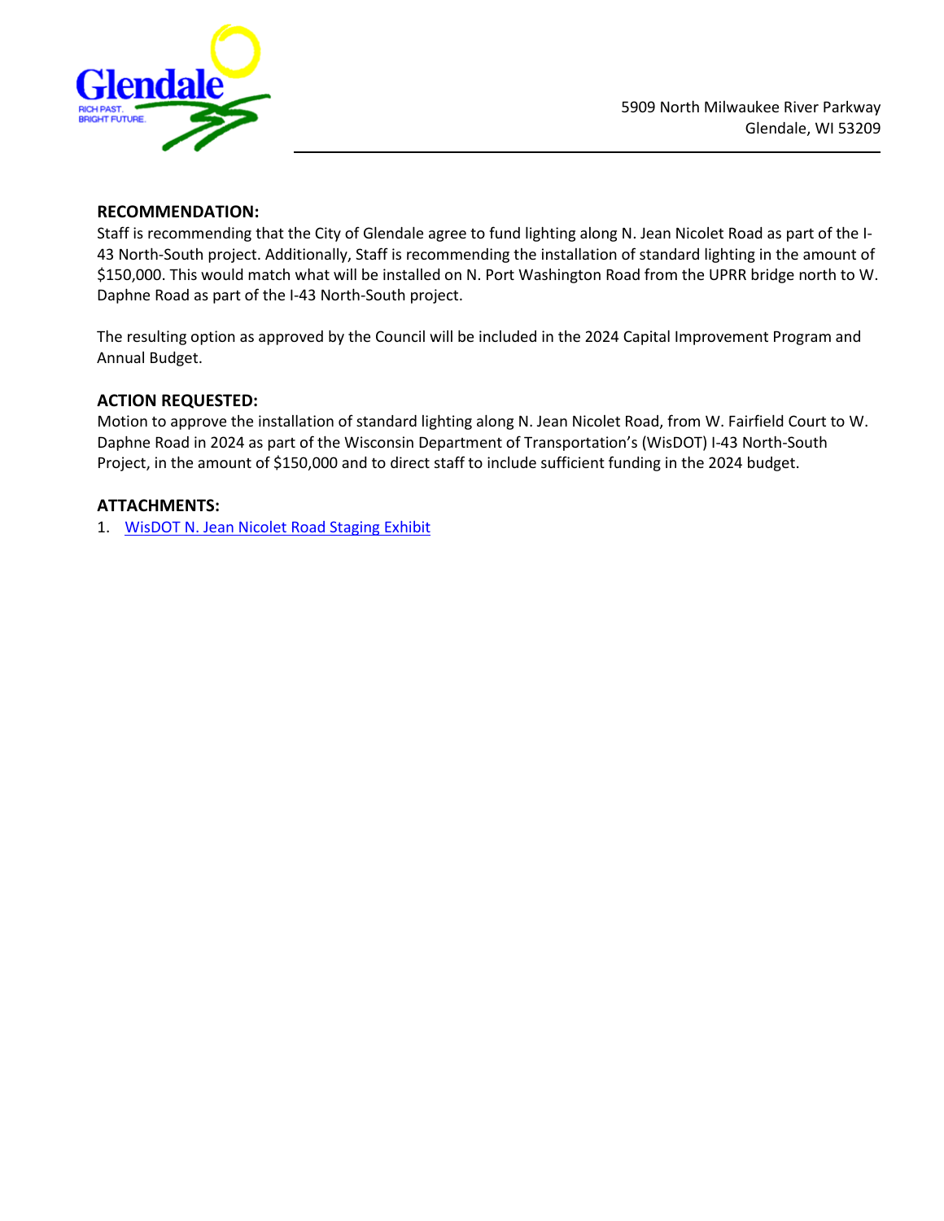5909 North Milwaukee River Parkway
Glendale, WI 53209

### RECOMMENDATION:

Staff is recommending that the City of Glendale agree to fund lighting along N. Jean Nicolet Road as part of the I-43 North-South project. Additionally, Staff is recommending the installation of standard lighting in the amount of $150,000. This would match what will be installed on N. Port Washington Road from the UPRR bridge north to W. Daphne Road as part of the I-43 North-South project.

The resulting option as approved by the Council will be included in the 2024 Capital Improvement Program and Annual Budget.

### ACTION REQUESTED:

Motion to approve the installation of standard lighting along N. Jean Nicolet Road, from W. Fairfield Court to W. Daphne Road in 2024 as part of the Wisconsin Department of Transportation's (WisDOT) I-43 North-South Project, in the amount of $150,000 and to direct staff to include sufficient funding in the 2024 budget.

### ATTACHMENTS:

1. WisDOT N. Jean Nicolet Road Staging Exhibit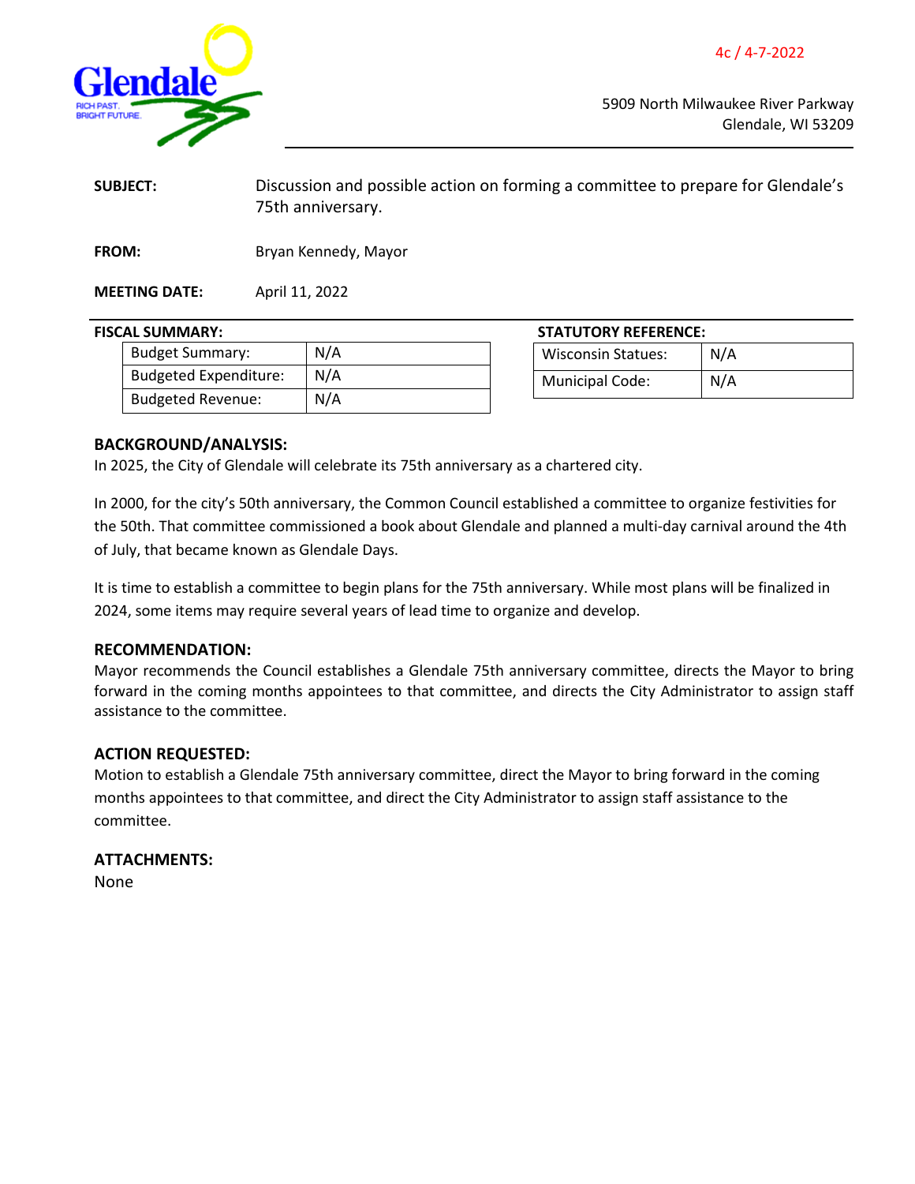Glendale
RICH PAST. BRIGHT FUTURE.

4c / 4-7-2022

5909 North Milwaukee River Parkway
Glendale, WI 53209

**SUBJECT:** Discussion and possible action on forming a committee to prepare for Glendale's 75th anniversary.

**FROM:** Bryan Kennedy, Mayor

**MEETING DATE:** April 11, 2022

**FISCAL SUMMARY:**

| Budget Summary: | N/A |
|---|---|
| Budgeted Expenditure: | N/A |
| Budgeted Revenue: | N/A |

**STATUTORY REFERENCE:**

| Wisconsin Statues: | N/A |
|---|---|
| Municipal Code: | N/A |

## BACKGROUND/ANALYSIS:

In 2025, the City of Glendale will celebrate its 75th anniversary as a chartered city.

In 2000, for the city's 50th anniversary, the Common Council established a committee to organize festivities for the 50th. That committee commissioned a book about Glendale and planned a multi-day carnival around the 4th of July, that became known as Glendale Days.

It is time to establish a committee to begin plans for the 75th anniversary. While most plans will be finalized in 2024, some items may require several years of lead time to organize and develop.

## RECOMMENDATION:

Mayor recommends the Council establishes a Glendale 75th anniversary committee, directs the Mayor to bring forward in the coming months appointees to that committee, and directs the City Administrator to assign staff assistance to the committee.

## ACTION REQUESTED:

Motion to establish a Glendale 75th anniversary committee, direct the Mayor to bring forward in the coming months appointees to that committee, and direct the City Administrator to assign staff assistance to the committee.

## ATTACHMENTS:

None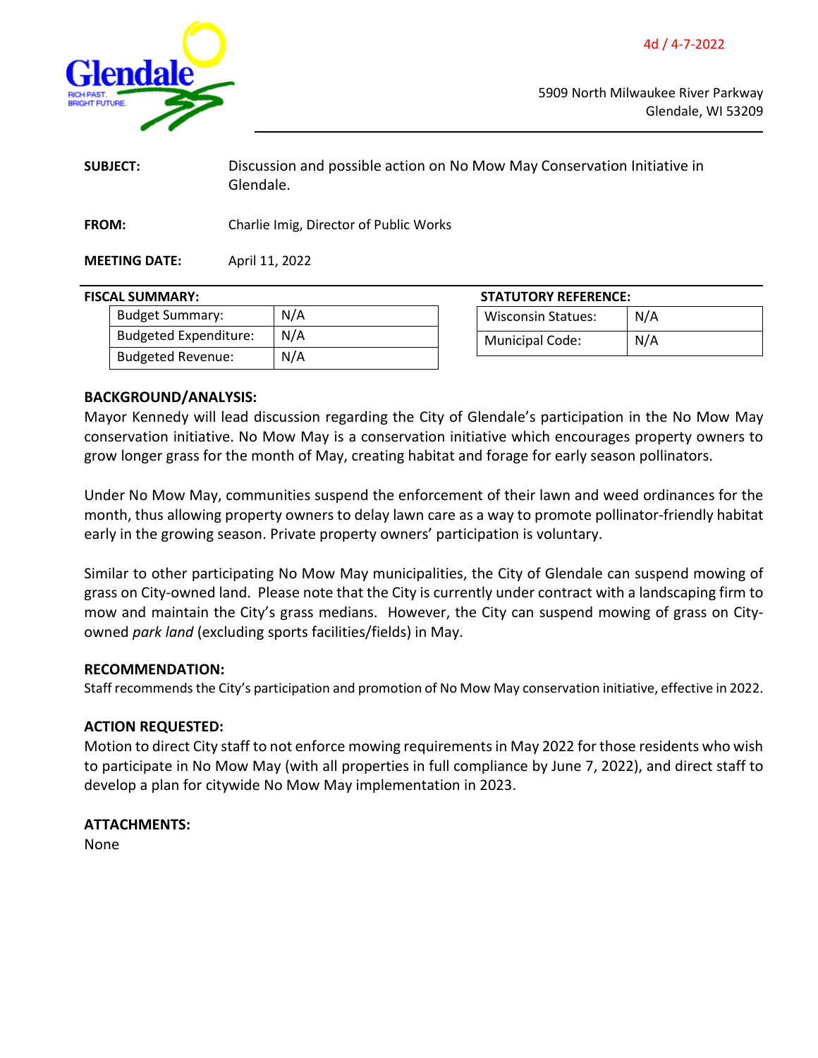4d / 4-7-2022

5909 North Milwaukee River Parkway
Glendale, WI 53209

**SUBJECT:** Discussion and possible action on No Mow May Conservation Initiative in Glendale.

**FROM:** Charlie Imig, Director of Public Works

**MEETING DATE:** April 11, 2022

**FISCAL SUMMARY:**

| Budget Summary: | N/A |
|---|---|
| Budgeted Expenditure: | N/A |
| Budgeted Revenue: | N/A |

**STATUTORY REFERENCE:**

| Wisconsin Statues: | N/A |
|---|---|
| Municipal Code: | N/A |

## BACKGROUND/ANALYSIS:

Mayor Kennedy will lead discussion regarding the City of Glendale's participation in the No Mow May conservation initiative. No Mow May is a conservation initiative which encourages property owners to grow longer grass for the month of May, creating habitat and forage for early season pollinators.

Under No Mow May, communities suspend the enforcement of their lawn and weed ordinances for the month, thus allowing property owners to delay lawn care as a way to promote pollinator-friendly habitat early in the growing season. Private property owners' participation is voluntary.

Similar to other participating No Mow May municipalities, the City of Glendale can suspend mowing of grass on City-owned land. Please note that the City is currently under contract with a landscaping firm to mow and maintain the City's grass medians. However, the City can suspend mowing of grass on City-owned *park land* (excluding sports facilities/fields) in May.

## RECOMMENDATION:

Staff recommends the City's participation and promotion of No Mow May conservation initiative, effective in 2022.

## ACTION REQUESTED:

Motion to direct City staff to not enforce mowing requirements in May 2022 for those residents who wish to participate in No Mow May (with all properties in full compliance by June 7, 2022), and direct staff to develop a plan for citywide No Mow May implementation in 2023.

## ATTACHMENTS:

None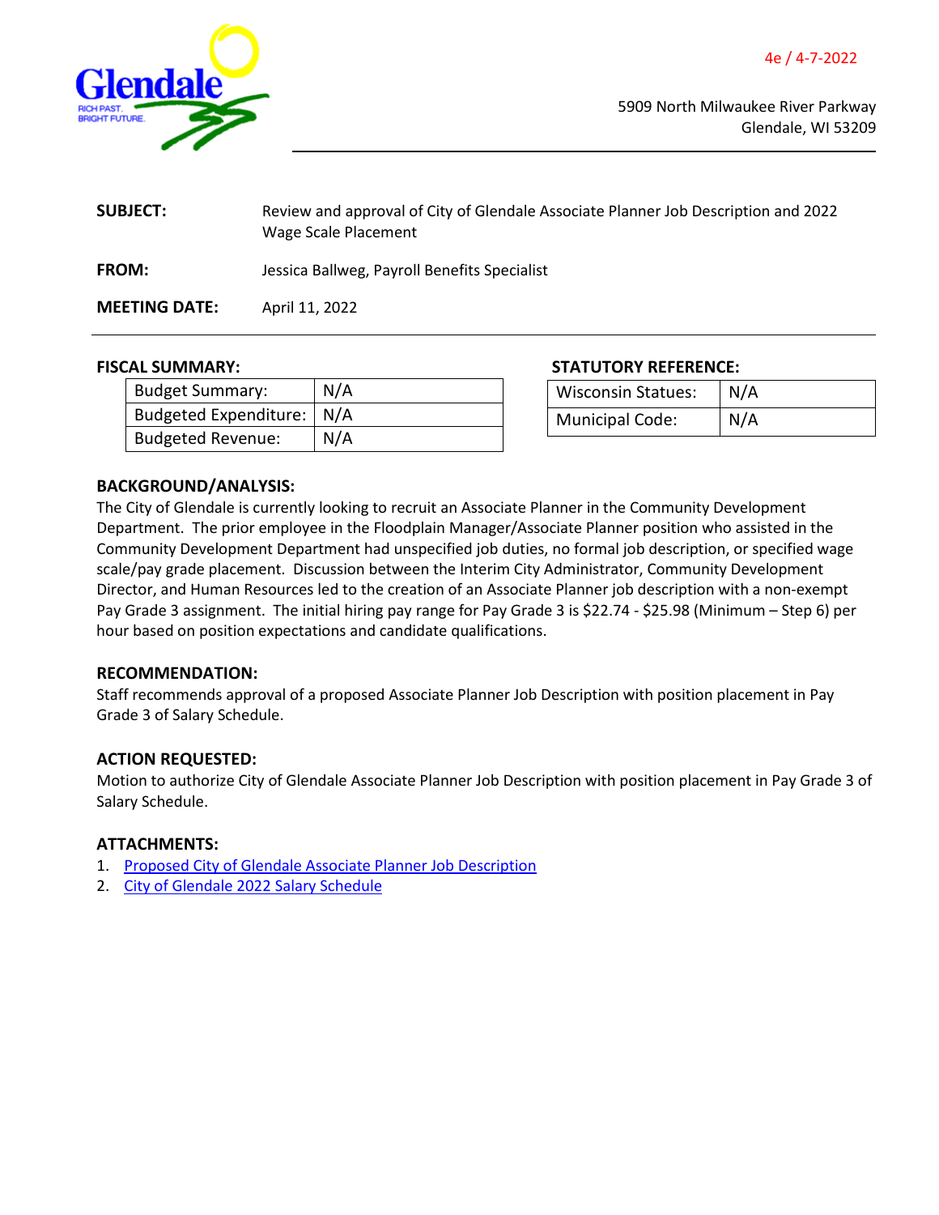4e / 4-7-2022

5909 North Milwaukee River Parkway
Glendale, WI 53209

**SUBJECT:** Review and approval of City of Glendale Associate Planner Job Description and 2022 Wage Scale Placement

**FROM:** Jessica Ballweg, Payroll Benefits Specialist

**MEETING DATE:** April 11, 2022

**FISCAL SUMMARY:**

| Budget Summary: | N/A |
|---|---|
| Budgeted Expenditure: | N/A |
| Budgeted Revenue: | N/A |

**STATUTORY REFERENCE:**

| Wisconsin Statues: | N/A |
|---|---|
| Municipal Code: | N/A |

**BACKGROUND/ANALYSIS:**

The City of Glendale is currently looking to recruit an Associate Planner in the Community Development Department. The prior employee in the Floodplain Manager/Associate Planner position who assisted in the Community Development Department had unspecified job duties, no formal job description, or specified wage scale/pay grade placement. Discussion between the Interim City Administrator, Community Development Director, and Human Resources led to the creation of an Associate Planner job description with a non-exempt Pay Grade 3 assignment. The initial hiring pay range for Pay Grade 3 is $22.74 - $25.98 (Minimum – Step 6) per hour based on position expectations and candidate qualifications.

**RECOMMENDATION:**

Staff recommends approval of a proposed Associate Planner Job Description with position placement in Pay Grade 3 of Salary Schedule.

**ACTION REQUESTED:**

Motion to authorize City of Glendale Associate Planner Job Description with position placement in Pay Grade 3 of Salary Schedule.

**ATTACHMENTS:**

1. Proposed City of Glendale Associate Planner Job Description
2. City of Glendale 2022 Salary Schedule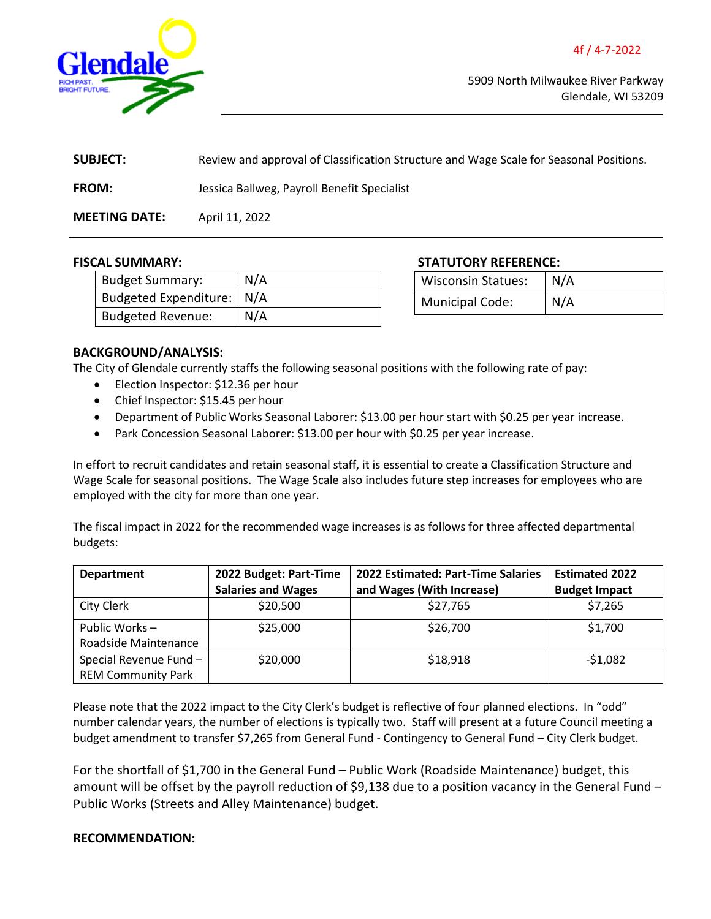4f / 4-7-2022

5909 North Milwaukee River Parkway
Glendale, WI 53209

**SUBJECT:** Review and approval of Classification Structure and Wage Scale for Seasonal Positions.

**FROM:** Jessica Ballweg, Payroll Benefit Specialist

**MEETING DATE:** April 11, 2022

**FISCAL SUMMARY:**

| | |
|---|---|
| Budget Summary: | N/A |
| Budgeted Expenditure: | N/A |
| Budgeted Revenue: | N/A |

**STATUTORY REFERENCE:**

| | |
|---|---|
| Wisconsin Statues: | N/A |
| Municipal Code: | N/A |

**BACKGROUND/ANALYSIS:**

The City of Glendale currently staffs the following seasonal positions with the following rate of pay:

- Election Inspector: $12.36 per hour
- Chief Inspector: $15.45 per hour
- Department of Public Works Seasonal Laborer: $13.00 per hour start with $0.25 per year increase.
- Park Concession Seasonal Laborer: $13.00 per hour with $0.25 per year increase.

In effort to recruit candidates and retain seasonal staff, it is essential to create a Classification Structure and Wage Scale for seasonal positions. The Wage Scale also includes future step increases for employees who are employed with the city for more than one year.

The fiscal impact in 2022 for the recommended wage increases is as follows for three affected departmental budgets:

| Department | 2022 Budget: Part-Time Salaries and Wages | 2022 Estimated: Part-Time Salaries and Wages (With Increase) | Estimated 2022 Budget Impact |
|---|---|---|---|
| City Clerk | $20,500 | $27,765 | $7,265 |
| Public Works – Roadside Maintenance | $25,000 | $26,700 | $1,700 |
| Special Revenue Fund – REM Community Park | $20,000 | $18,918 | -$1,082 |

Please note that the 2022 impact to the City Clerk's budget is reflective of four planned elections. In "odd" number calendar years, the number of elections is typically two. Staff will present at a future Council meeting a budget amendment to transfer $7,265 from General Fund - Contingency to General Fund – City Clerk budget.

For the shortfall of $1,700 in the General Fund – Public Work (Roadside Maintenance) budget, this amount will be offset by the payroll reduction of $9,138 due to a position vacancy in the General Fund – Public Works (Streets and Alley Maintenance) budget.

**RECOMMENDATION:**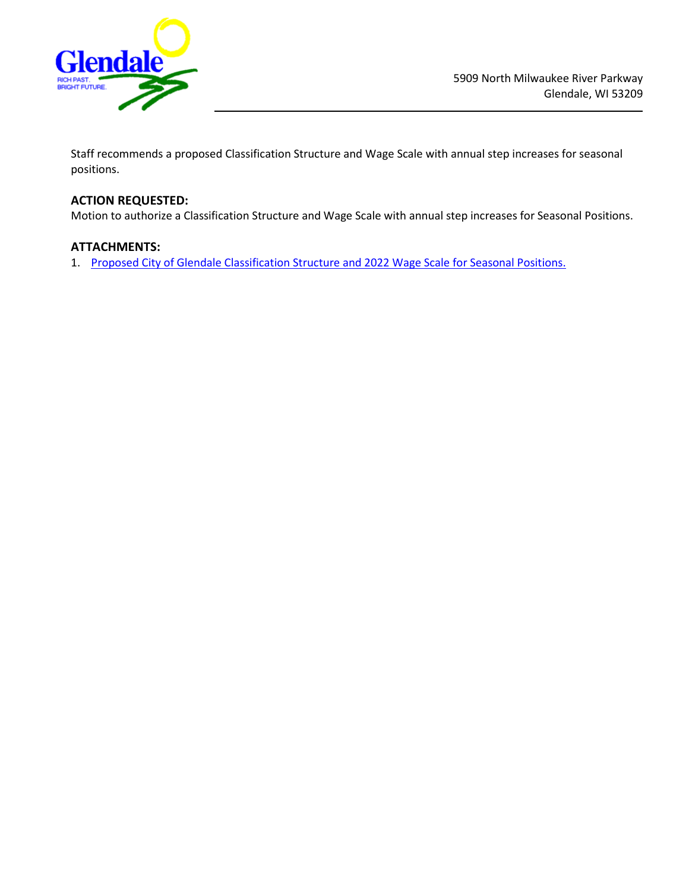5909 North Milwaukee River Parkway
Glendale, WI 53209

Staff recommends a proposed Classification Structure and Wage Scale with annual step increases for seasonal positions.

**ACTION REQUESTED:**

Motion to authorize a Classification Structure and Wage Scale with annual step increases for Seasonal Positions.

**ATTACHMENTS:**

1. Proposed City of Glendale Classification Structure and 2022 Wage Scale for Seasonal Positions.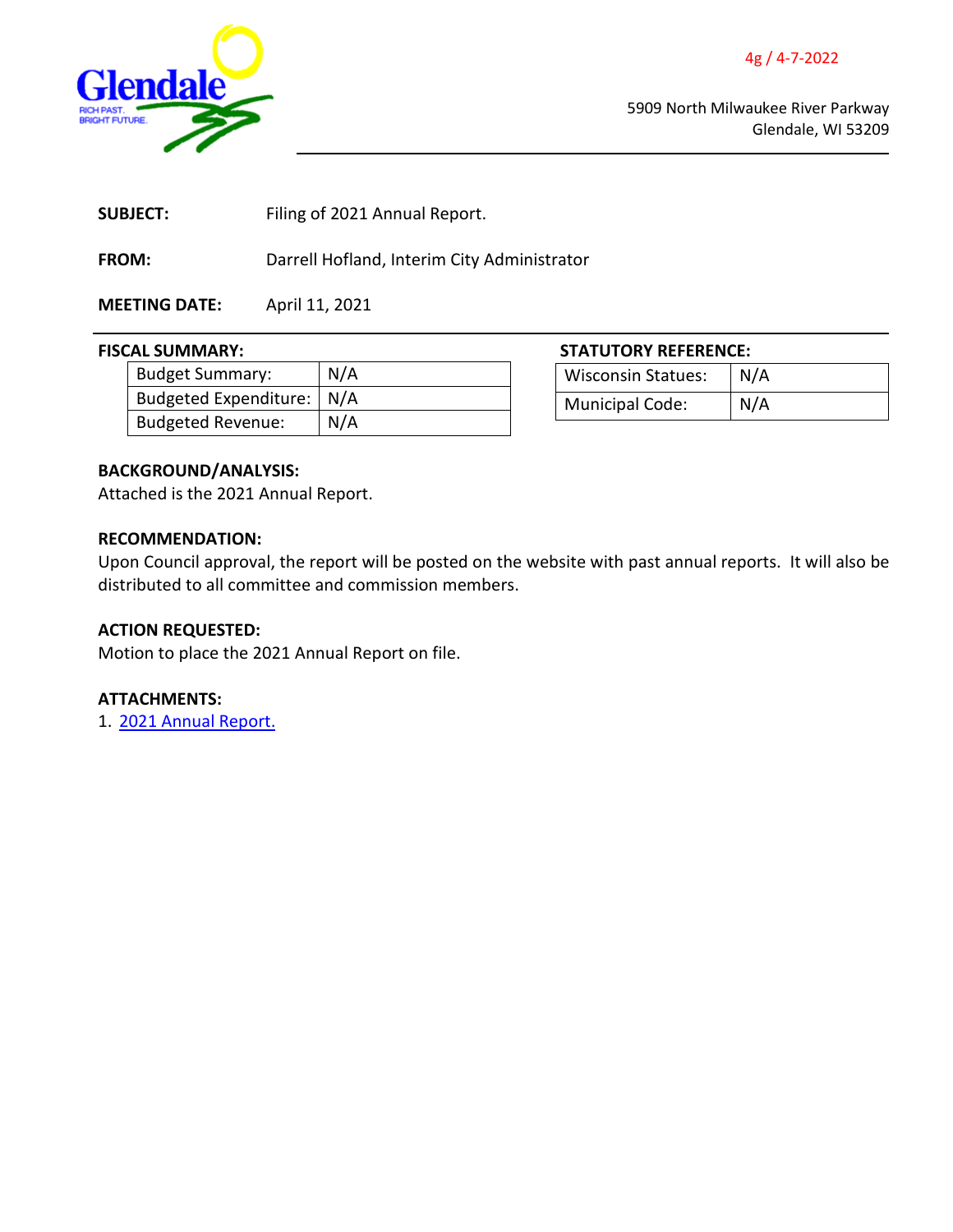4g / 4-7-2022

5909 North Milwaukee River Parkway
Glendale, WI 53209

**SUBJECT:** Filing of 2021 Annual Report.

**FROM:** Darrell Hofland, Interim City Administrator

**MEETING DATE:** April 11, 2021

**FISCAL SUMMARY:**

| | |
|---|---|
| Budget Summary: | N/A |
| Budgeted Expenditure: | N/A |
| Budgeted Revenue: | N/A |

**STATUTORY REFERENCE:**

| | |
|---|---|
| Wisconsin Statues: | N/A |
| Municipal Code: | N/A |

**BACKGROUND/ANALYSIS:**
Attached is the 2021 Annual Report.

**RECOMMENDATION:**
Upon Council approval, the report will be posted on the website with past annual reports. It will also be distributed to all committee and commission members.

**ACTION REQUESTED:**
Motion to place the 2021 Annual Report on file.

**ATTACHMENTS:**
1. 2021 Annual Report.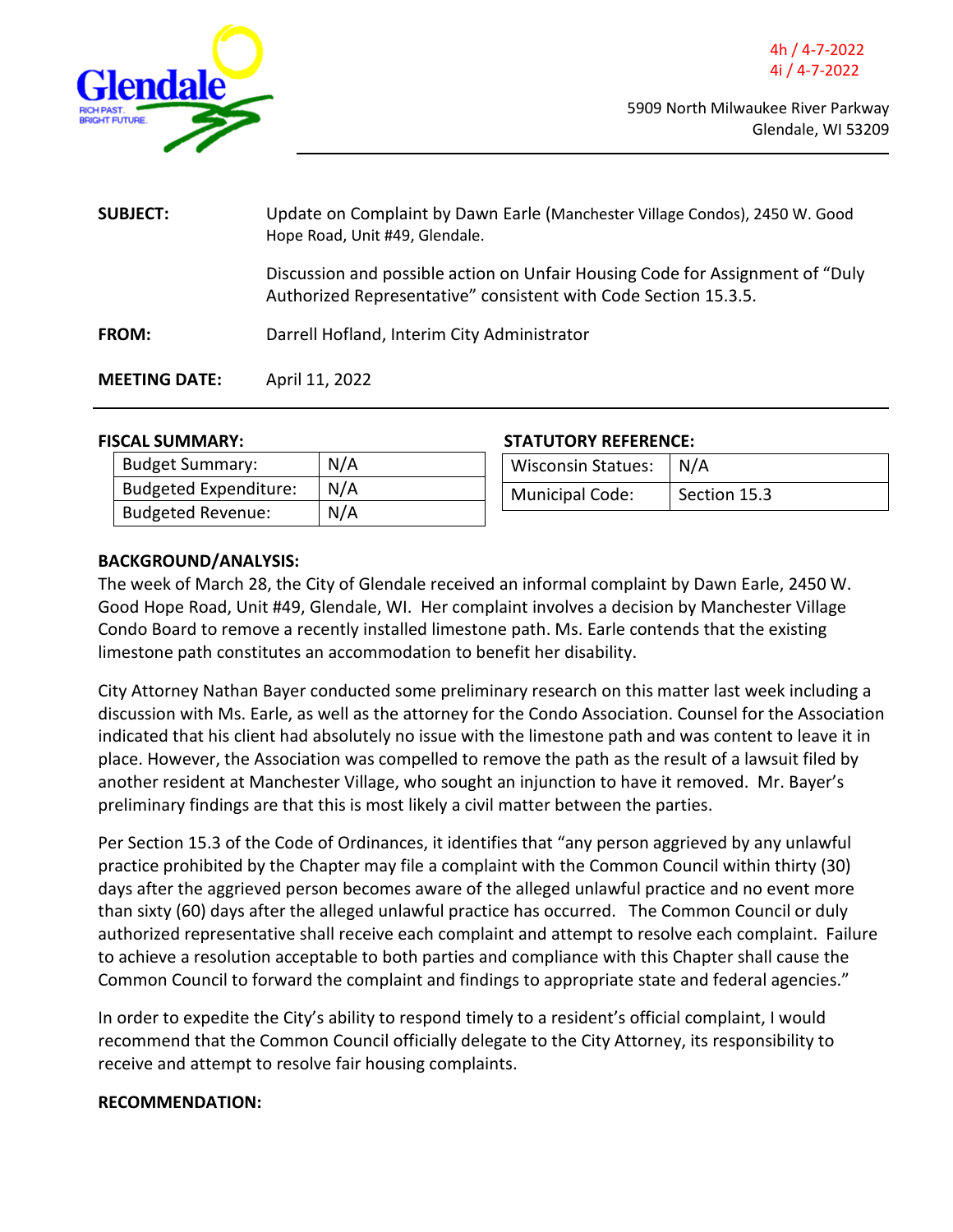4h / 4-7-2022
4i / 4-7-2022

Glendale
RICH PAST. BRIGHT FUTURE.

5909 North Milwaukee River Parkway
Glendale, WI 53209

| | |
|---|---|
| **SUBJECT:** | Update on Complaint by Dawn Earle (Manchester Village Condos), 2450 W. Good Hope Road, Unit #49, Glendale. |
| | Discussion and possible action on Unfair Housing Code for Assignment of "Duly Authorized Representative" consistent with Code Section 15.3.5. |
| **FROM:** | Darrell Hofland, Interim City Administrator |
| **MEETING DATE:** | April 11, 2022 |

**FISCAL SUMMARY:**

| | |
|---|---|
| Budget Summary: | N/A |
| Budgeted Expenditure: | N/A |
| Budgeted Revenue: | N/A |

**STATUTORY REFERENCE:**

| | |
|---|---|
| Wisconsin Statues: | N/A |
| Municipal Code: | Section 15.3 |

**BACKGROUND/ANALYSIS:**

The week of March 28, the City of Glendale received an informal complaint by Dawn Earle, 2450 W. Good Hope Road, Unit #49, Glendale, WI. Her complaint involves a decision by Manchester Village Condo Board to remove a recently installed limestone path. Ms. Earle contends that the existing limestone path constitutes an accommodation to benefit her disability.

City Attorney Nathan Bayer conducted some preliminary research on this matter last week including a discussion with Ms. Earle, as well as the attorney for the Condo Association. Counsel for the Association indicated that his client had absolutely no issue with the limestone path and was content to leave it in place. However, the Association was compelled to remove the path as the result of a lawsuit filed by another resident at Manchester Village, who sought an injunction to have it removed. Mr. Bayer's preliminary findings are that this is most likely a civil matter between the parties.

Per Section 15.3 of the Code of Ordinances, it identifies that "any person aggrieved by any unlawful practice prohibited by the Chapter may file a complaint with the Common Council within thirty (30) days after the aggrieved person becomes aware of the alleged unlawful practice and no event more than sixty (60) days after the alleged unlawful practice has occurred. The Common Council or duly authorized representative shall receive each complaint and attempt to resolve each complaint. Failure to achieve a resolution acceptable to both parties and compliance with this Chapter shall cause the Common Council to forward the complaint and findings to appropriate state and federal agencies."

In order to expedite the City's ability to respond timely to a resident's official complaint, I would recommend that the Common Council officially delegate to the City Attorney, its responsibility to receive and attempt to resolve fair housing complaints.

**RECOMMENDATION:**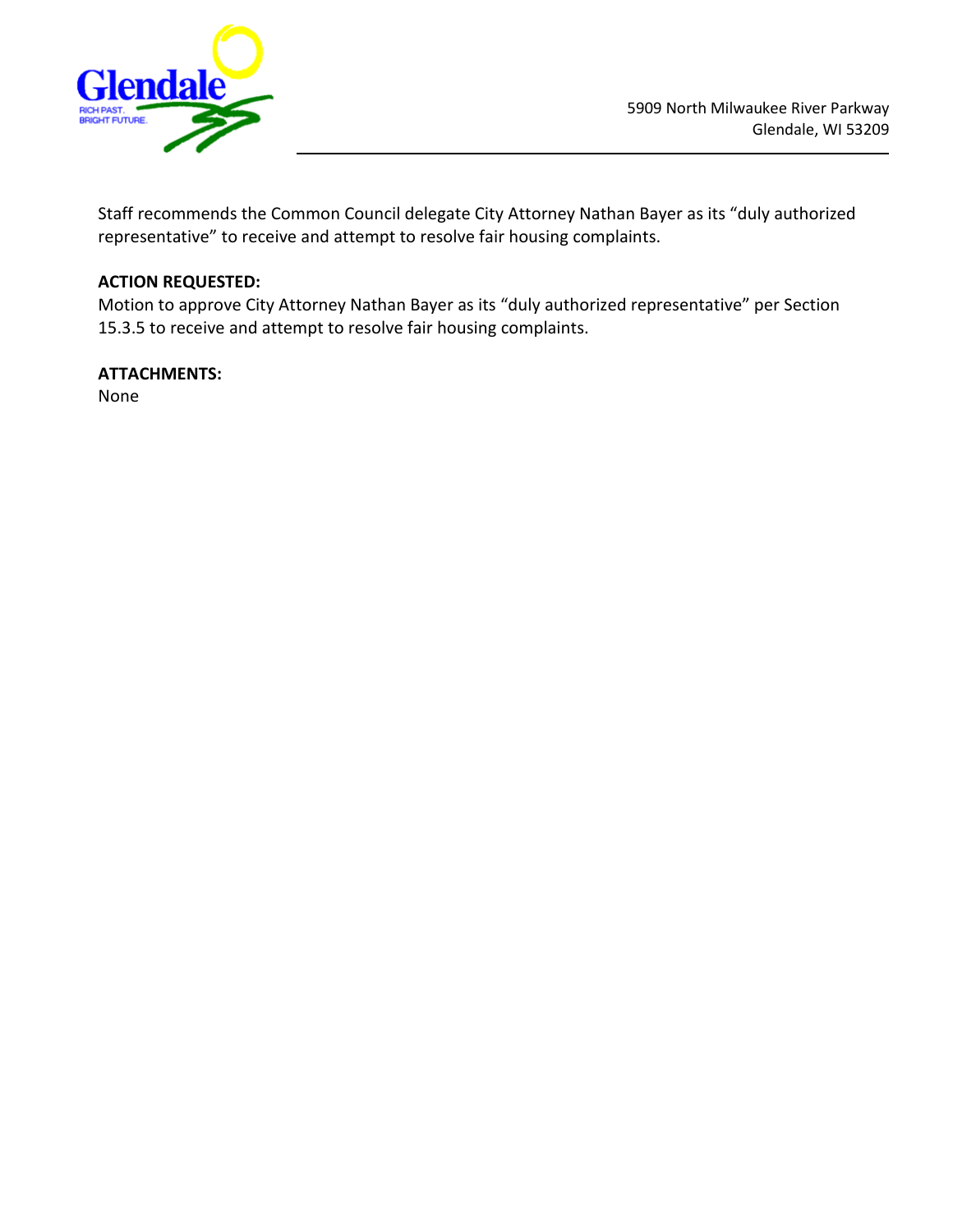5909 North Milwaukee River Parkway
Glendale, WI 53209

Staff recommends the Common Council delegate City Attorney Nathan Bayer as its "duly authorized representative" to receive and attempt to resolve fair housing complaints.

**ACTION REQUESTED:**
Motion to approve City Attorney Nathan Bayer as its "duly authorized representative" per Section 15.3.5 to receive and attempt to resolve fair housing complaints.

**ATTACHMENTS:**
None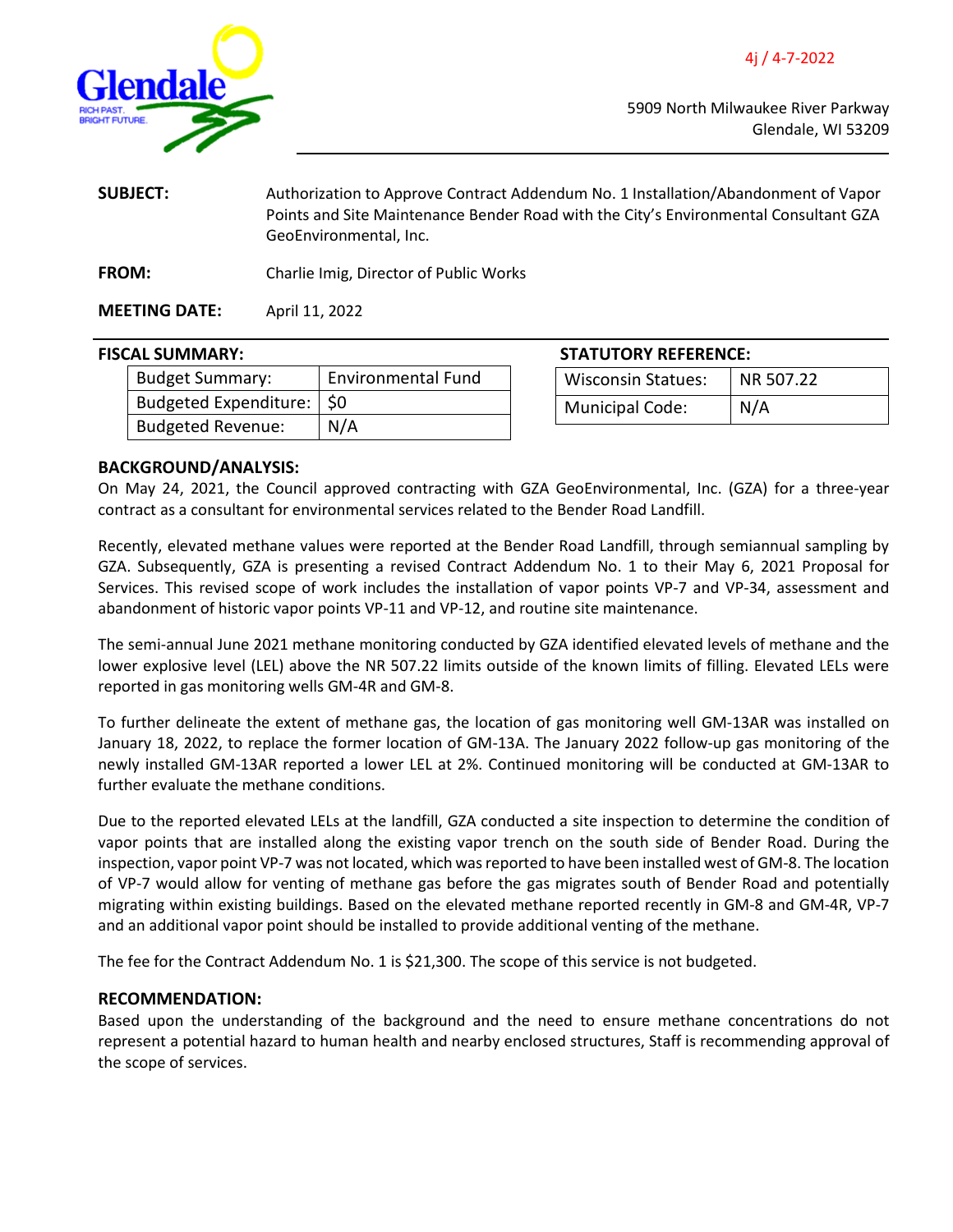4j / 4-7-2022

5909 North Milwaukee River Parkway
Glendale, WI 53209

**SUBJECT:** Authorization to Approve Contract Addendum No. 1 Installation/Abandonment of Vapor Points and Site Maintenance Bender Road with the City's Environmental Consultant GZA GeoEnvironmental, Inc.

**FROM:** Charlie Imig, Director of Public Works

**MEETING DATE:** April 11, 2022

**FISCAL SUMMARY:**

| | |
|---|---|
| Budget Summary: | Environmental Fund |
| Budgeted Expenditure: | $0 |
| Budgeted Revenue: | N/A |

**STATUTORY REFERENCE:**

| | |
|---|---|
| Wisconsin Statues: | NR 507.22 |
| Municipal Code: | N/A |

**BACKGROUND/ANALYSIS:**

On May 24, 2021, the Council approved contracting with GZA GeoEnvironmental, Inc. (GZA) for a three-year contract as a consultant for environmental services related to the Bender Road Landfill.

Recently, elevated methane values were reported at the Bender Road Landfill, through semiannual sampling by GZA. Subsequently, GZA is presenting a revised Contract Addendum No. 1 to their May 6, 2021 Proposal for Services. This revised scope of work includes the installation of vapor points VP-7 and VP-34, assessment and abandonment of historic vapor points VP-11 and VP-12, and routine site maintenance.

The semi-annual June 2021 methane monitoring conducted by GZA identified elevated levels of methane and the lower explosive level (LEL) above the NR 507.22 limits outside of the known limits of filling. Elevated LELs were reported in gas monitoring wells GM-4R and GM-8.

To further delineate the extent of methane gas, the location of gas monitoring well GM-13AR was installed on January 18, 2022, to replace the former location of GM-13A. The January 2022 follow-up gas monitoring of the newly installed GM-13AR reported a lower LEL at 2%. Continued monitoring will be conducted at GM-13AR to further evaluate the methane conditions.

Due to the reported elevated LELs at the landfill, GZA conducted a site inspection to determine the condition of vapor points that are installed along the existing vapor trench on the south side of Bender Road. During the inspection, vapor point VP-7 was not located, which was reported to have been installed west of GM-8. The location of VP-7 would allow for venting of methane gas before the gas migrates south of Bender Road and potentially migrating within existing buildings. Based on the elevated methane reported recently in GM-8 and GM-4R, VP-7 and an additional vapor point should be installed to provide additional venting of the methane.

The fee for the Contract Addendum No. 1 is $21,300. The scope of this service is not budgeted.

**RECOMMENDATION:**

Based upon the understanding of the background and the need to ensure methane concentrations do not represent a potential hazard to human health and nearby enclosed structures, Staff is recommending approval of the scope of services.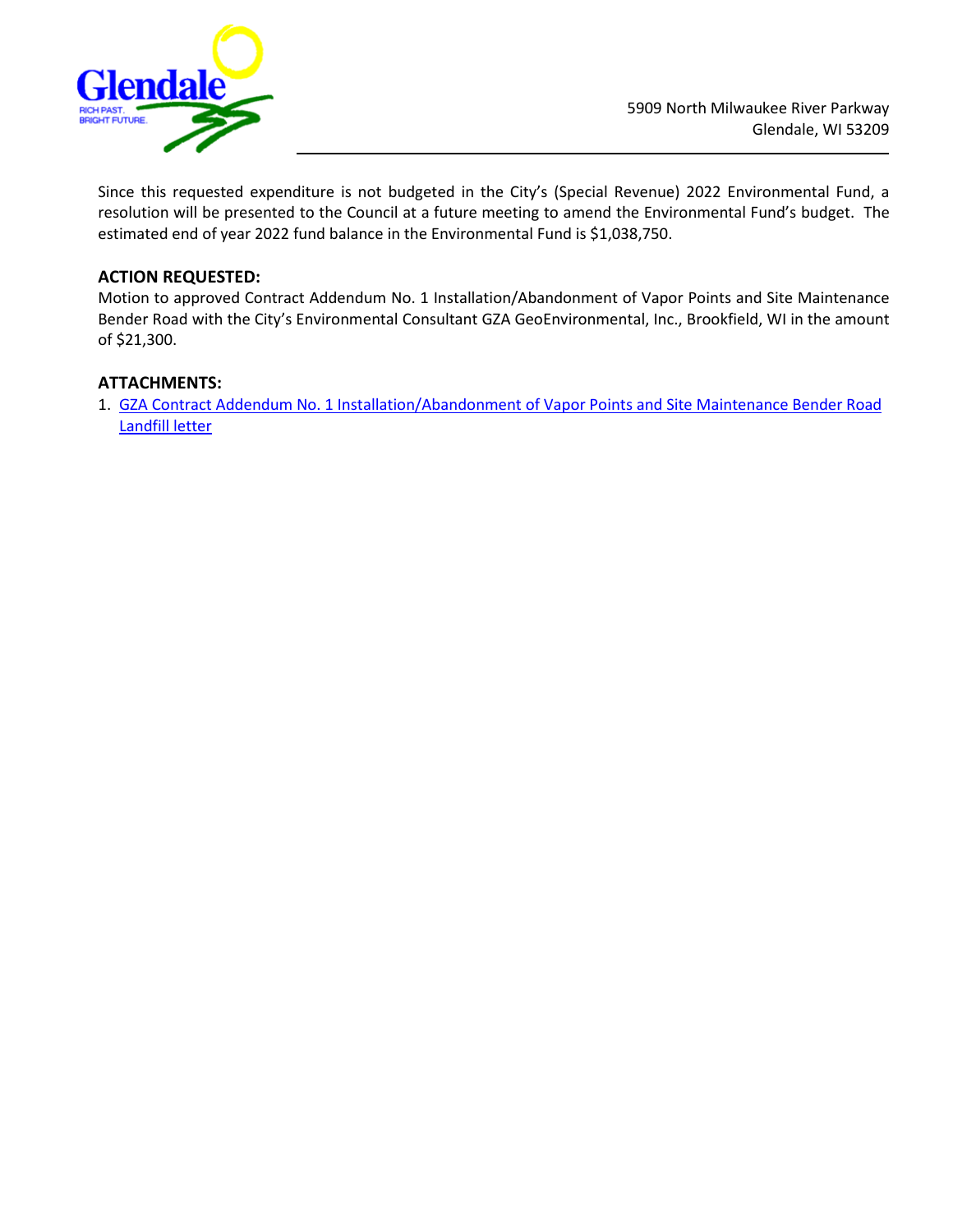Since this requested expenditure is not budgeted in the City's (Special Revenue) 2022 Environmental Fund, a resolution will be presented to the Council at a future meeting to amend the Environmental Fund's budget. The estimated end of year 2022 fund balance in the Environmental Fund is $1,038,750.

**ACTION REQUESTED:**

Motion to approved Contract Addendum No. 1 Installation/Abandonment of Vapor Points and Site Maintenance Bender Road with the City's Environmental Consultant GZA GeoEnvironmental, Inc., Brookfield, WI in the amount of $21,300.

**ATTACHMENTS:**

1. GZA Contract Addendum No. 1 Installation/Abandonment of Vapor Points and Site Maintenance Bender Road Landfill letter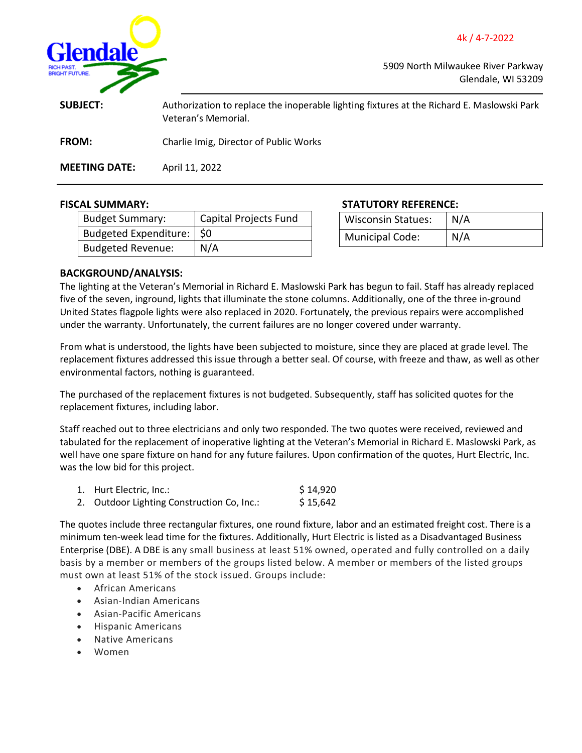4k / 4-7-2022

Glendale
RICH PAST. BRIGHT FUTURE.

5909 North Milwaukee River Parkway
Glendale, WI 53209

**SUBJECT:** Authorization to replace the inoperable lighting fixtures at the Richard E. Maslowski Park Veteran's Memorial.

**FROM:** Charlie Imig, Director of Public Works

**MEETING DATE:** April 11, 2022

---

**FISCAL SUMMARY:**

| | |
|---|---|
| Budget Summary: | Capital Projects Fund |
| Budgeted Expenditure: | $0 |
| Budgeted Revenue: | N/A |

**STATUTORY REFERENCE:**

| | |
|---|---|
| Wisconsin Statues: | N/A |
| Municipal Code: | N/A |

**BACKGROUND/ANALYSIS:**

The lighting at the Veteran's Memorial in Richard E. Maslowski Park has begun to fail. Staff has already replaced five of the seven, inground, lights that illuminate the stone columns. Additionally, one of the three in-ground United States flagpole lights were also replaced in 2020. Fortunately, the previous repairs were accomplished under the warranty. Unfortunately, the current failures are no longer covered under warranty.

From what is understood, the lights have been subjected to moisture, since they are placed at grade level. The replacement fixtures addressed this issue through a better seal. Of course, with freeze and thaw, as well as other environmental factors, nothing is guaranteed.

The purchased of the replacement fixtures is not budgeted. Subsequently, staff has solicited quotes for the replacement fixtures, including labor.

Staff reached out to three electricians and only two responded. The two quotes were received, reviewed and tabulated for the replacement of inoperative lighting at the Veteran's Memorial in Richard E. Maslowski Park, as well have one spare fixture on hand for any future failures. Upon confirmation of the quotes, Hurt Electric, Inc. was the low bid for this project.

1. Hurt Electric, Inc.: $ 14,920
2. Outdoor Lighting Construction Co, Inc.: $ 15,642

The quotes include three rectangular fixtures, one round fixture, labor and an estimated freight cost. There is a minimum ten-week lead time for the fixtures. Additionally, Hurt Electric is listed as a Disadvantaged Business Enterprise (DBE). A DBE is any small business at least 51% owned, operated and fully controlled on a daily basis by a member or members of the groups listed below. A member or members of the listed groups must own at least 51% of the stock issued. Groups include:

- African Americans
- Asian-Indian Americans
- Asian-Pacific Americans
- Hispanic Americans
- Native Americans
- Women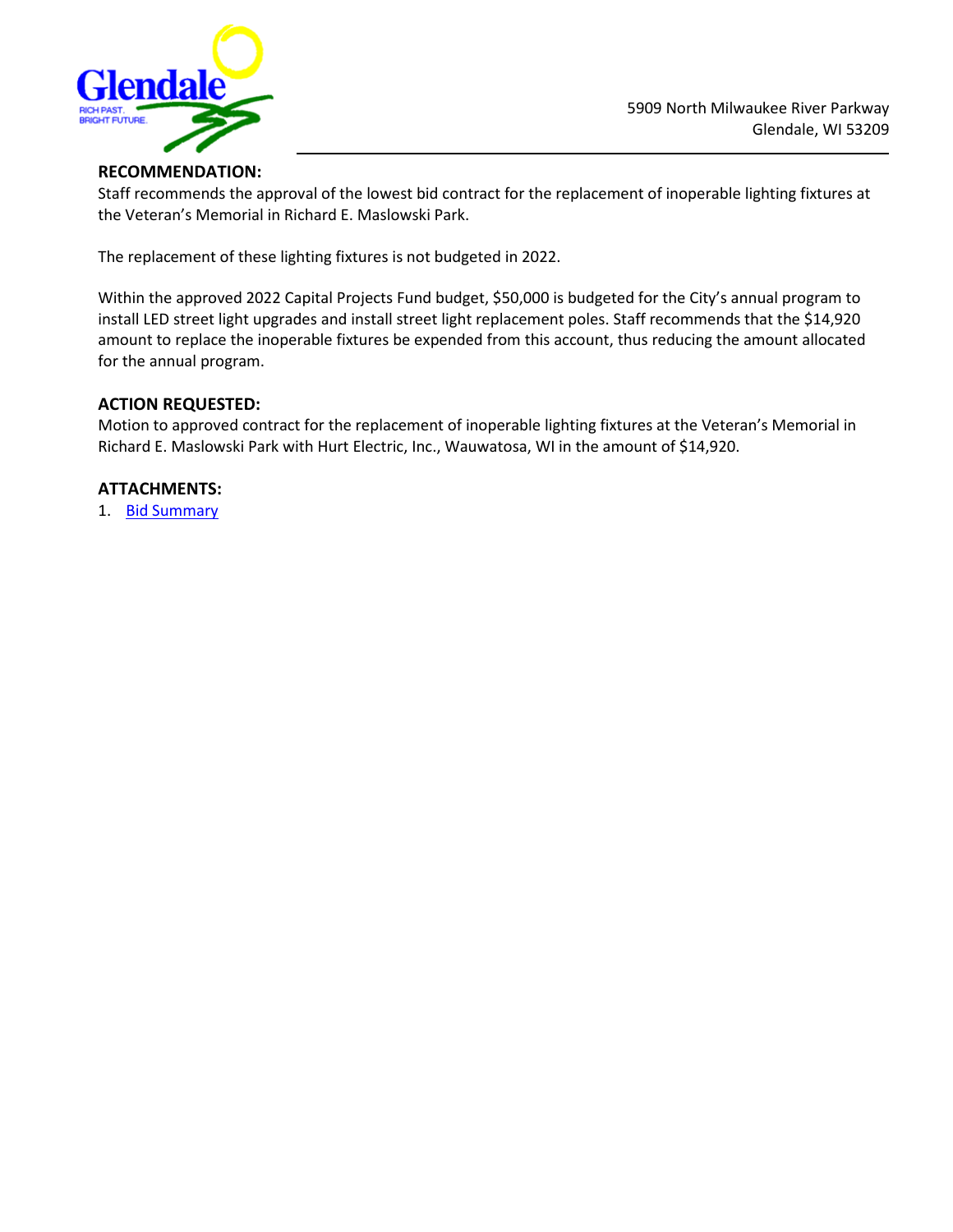5909 North Milwaukee River Parkway
Glendale, WI 53209

**RECOMMENDATION:**

Staff recommends the approval of the lowest bid contract for the replacement of inoperable lighting fixtures at the Veteran's Memorial in Richard E. Maslowski Park.

The replacement of these lighting fixtures is not budgeted in 2022.

Within the approved 2022 Capital Projects Fund budget, $50,000 is budgeted for the City's annual program to install LED street light upgrades and install street light replacement poles. Staff recommends that the $14,920 amount to replace the inoperable fixtures be expended from this account, thus reducing the amount allocated for the annual program.

**ACTION REQUESTED:**

Motion to approved contract for the replacement of inoperable lighting fixtures at the Veteran's Memorial in Richard E. Maslowski Park with Hurt Electric, Inc., Wauwatosa, WI in the amount of $14,920.

**ATTACHMENTS:**

1. Bid Summary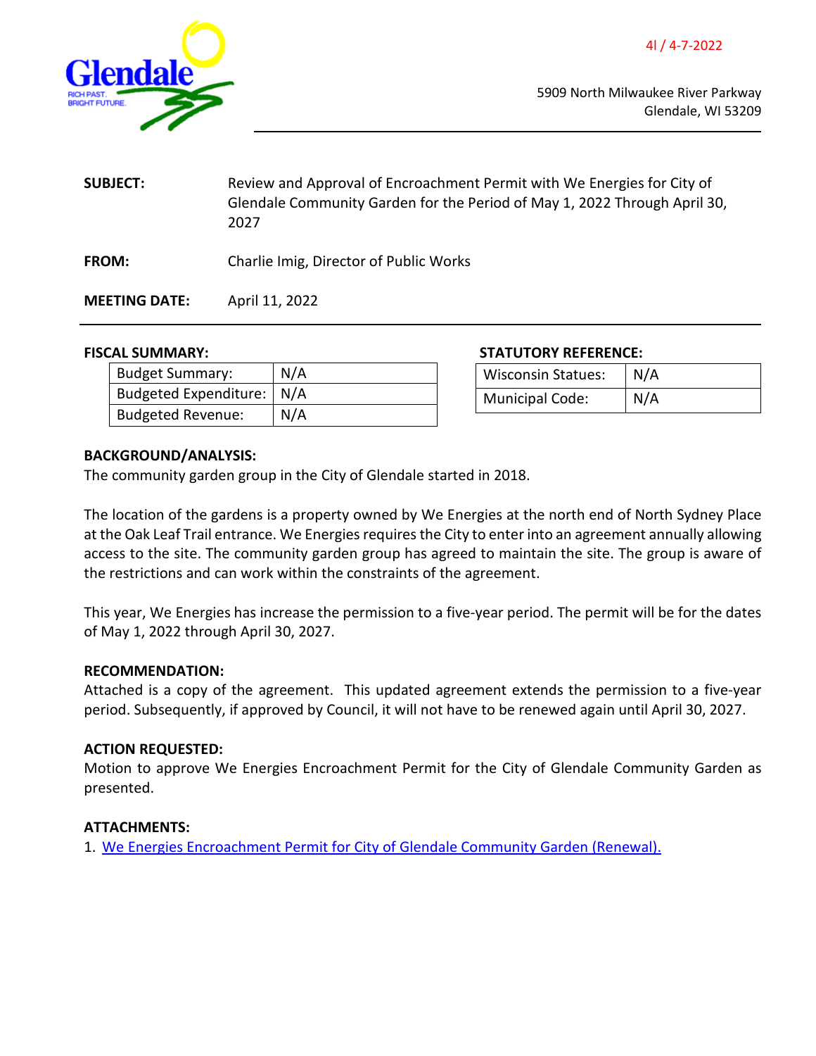4I / 4-7-2022

Glendale
RICH PAST. BRIGHT FUTURE.

5909 North Milwaukee River Parkway
Glendale, WI 53209

| | |
|---|---|
| **SUBJECT:** | Review and Approval of Encroachment Permit with We Energies for City of Glendale Community Garden for the Period of May 1, 2022 Through April 30, 2027 |
| **FROM:** | Charlie Imig, Director of Public Works |
| **MEETING DATE:** | April 11, 2022 |

**FISCAL SUMMARY:**

| | |
|---|---|
| Budget Summary: | N/A |
| Budgeted Expenditure: | N/A |
| Budgeted Revenue: | N/A |

**STATUTORY REFERENCE:**

| | |
|---|---|
| Wisconsin Statues: | N/A |
| Municipal Code: | N/A |

**BACKGROUND/ANALYSIS:**

The community garden group in the City of Glendale started in 2018.

The location of the gardens is a property owned by We Energies at the north end of North Sydney Place at the Oak Leaf Trail entrance. We Energies requires the City to enter into an agreement annually allowing access to the site. The community garden group has agreed to maintain the site. The group is aware of the restrictions and can work within the constraints of the agreement.

This year, We Energies has increase the permission to a five-year period. The permit will be for the dates of May 1, 2022 through April 30, 2027.

**RECOMMENDATION:**

Attached is a copy of the agreement. This updated agreement extends the permission to a five-year period. Subsequently, if approved by Council, it will not have to be renewed again until April 30, 2027.

**ACTION REQUESTED:**

Motion to approve We Energies Encroachment Permit for the City of Glendale Community Garden as presented.

**ATTACHMENTS:**

1. We Energies Encroachment Permit for City of Glendale Community Garden (Renewal).